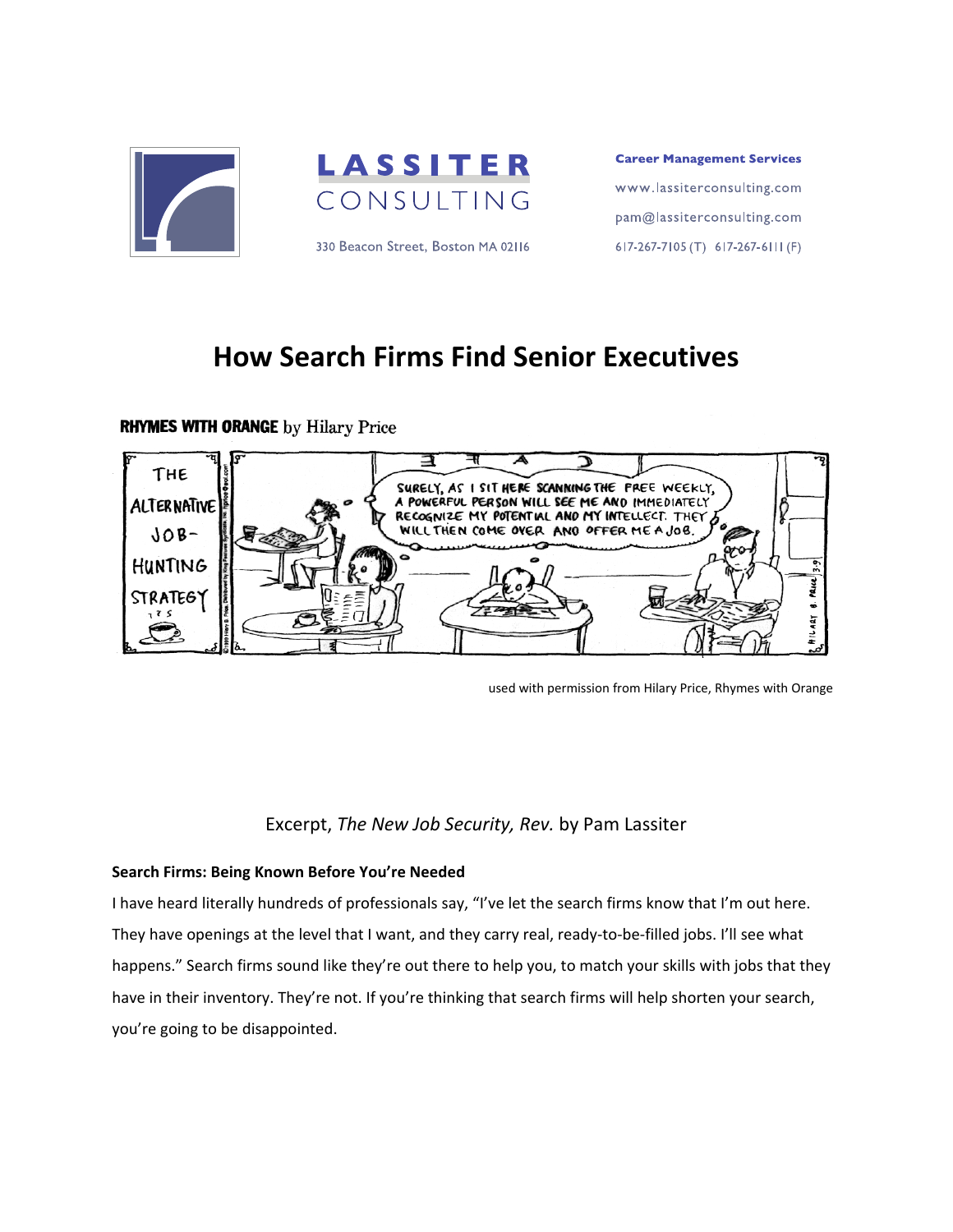LASSITER CONSULTING

330 Beacon Street, Boston MA 02116

**Career Management Services**

www.lassiterconsulting.com

pam@lassiterconsulting.com

617-267-7105 (T) 617-267-6111 (F)

# How Search Firms Find Senior Executives

**RHYMES WITH ORANGE** by Hilary Price

THE ALTERNATIVE JOB-HUNTING STRATEGY

SURELY, AS I SIT HERE SCANNING THE FREE WEEKLY, A POWERFUL PERSON WILL SEE ME AND IMMEDIATELY RECOGNIZE MY POTENTIAL AND MY INTELLECT. THEY WILL THEN COME OVER AND OFFER ME A JOB.

used with permission from Hilary Price, Rhymes with Orange

Excerpt, *The New Job Security, Rev.* by Pam Lassiter

**Search Firms: Being Known Before You're Needed**

I have heard literally hundreds of professionals say, "I've let the search firms know that I'm out here. They have openings at the level that I want, and they carry real, ready-to-be-filled jobs. I'll see what happens." Search firms sound like they're out there to help you, to match your skills with jobs that they have in their inventory. They're not. If you're thinking that search firms will help shorten your search, you're going to be disappointed.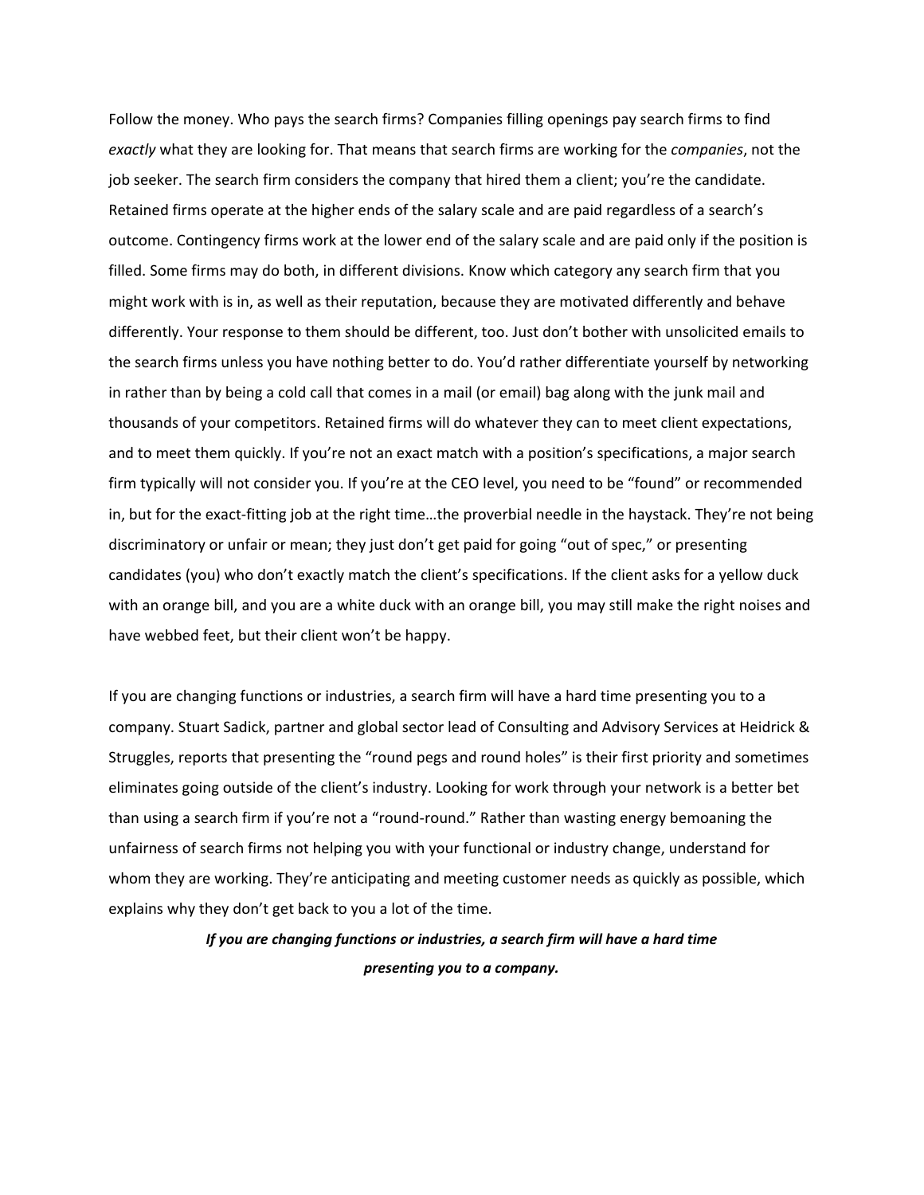Follow the money. Who pays the search firms? Companies filling openings pay search firms to find *exactly* what they are looking for. That means that search firms are working for the *companies*, not the job seeker. The search firm considers the company that hired them a client; you're the candidate. Retained firms operate at the higher ends of the salary scale and are paid regardless of a search's outcome. Contingency firms work at the lower end of the salary scale and are paid only if the position is filled. Some firms may do both, in different divisions. Know which category any search firm that you might work with is in, as well as their reputation, because they are motivated differently and behave differently. Your response to them should be different, too. Just don't bother with unsolicited emails to the search firms unless you have nothing better to do. You'd rather differentiate yourself by networking in rather than by being a cold call that comes in a mail (or email) bag along with the junk mail and thousands of your competitors. Retained firms will do whatever they can to meet client expectations, and to meet them quickly. If you're not an exact match with a position's specifications, a major search firm typically will not consider you. If you're at the CEO level, you need to be "found" or recommended in, but for the exact-fitting job at the right time…the proverbial needle in the haystack. They're not being discriminatory or unfair or mean; they just don't get paid for going "out of spec," or presenting candidates (you) who don't exactly match the client's specifications. If the client asks for a yellow duck with an orange bill, and you are a white duck with an orange bill, you may still make the right noises and have webbed feet, but their client won't be happy.

If you are changing functions or industries, a search firm will have a hard time presenting you to a company. Stuart Sadick, partner and global sector lead of Consulting and Advisory Services at Heidrick & Struggles, reports that presenting the "round pegs and round holes" is their first priority and sometimes eliminates going outside of the client's industry. Looking for work through your network is a better bet than using a search firm if you're not a "round-round." Rather than wasting energy bemoaning the unfairness of search firms not helping you with your functional or industry change, understand for whom they are working. They're anticipating and meeting customer needs as quickly as possible, which explains why they don't get back to you a lot of the time.

***If you are changing functions or industries, a search firm will have a hard time presenting you to a company.***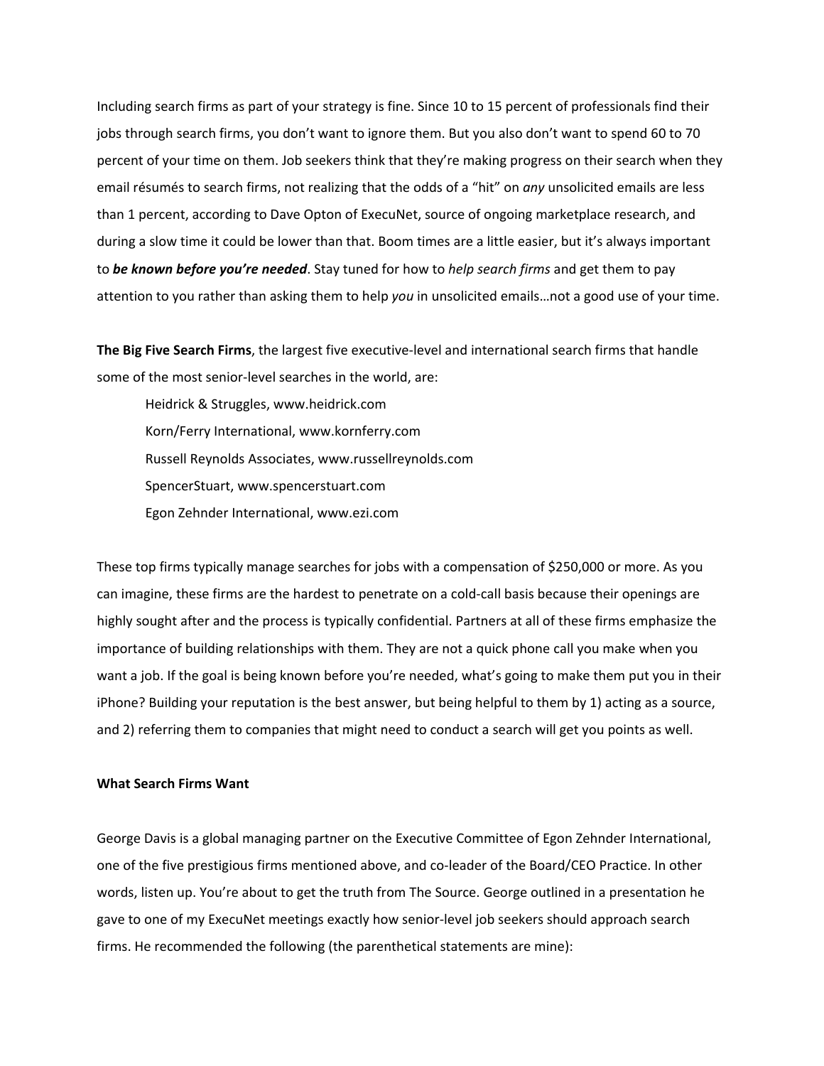Including search firms as part of your strategy is fine. Since 10 to 15 percent of professionals find their jobs through search firms, you don't want to ignore them. But you also don't want to spend 60 to 70 percent of your time on them. Job seekers think that they're making progress on their search when they email résumés to search firms, not realizing that the odds of a "hit" on *any* unsolicited emails are less than 1 percent, according to Dave Opton of ExecuNet, source of ongoing marketplace research, and during a slow time it could be lower than that. Boom times are a little easier, but it's always important to ***be known before you're needed***. Stay tuned for how to *help search firms* and get them to pay attention to you rather than asking them to help *you* in unsolicited emails…not a good use of your time.

**The Big Five Search Firms**, the largest five executive-level and international search firms that handle some of the most senior-level searches in the world, are:

Heidrick & Struggles, www.heidrick.com
Korn/Ferry International, www.kornferry.com
Russell Reynolds Associates, www.russellreynolds.com
SpencerStuart, www.spencerstuart.com
Egon Zehnder International, www.ezi.com

These top firms typically manage searches for jobs with a compensation of $250,000 or more. As you can imagine, these firms are the hardest to penetrate on a cold-call basis because their openings are highly sought after and the process is typically confidential. Partners at all of these firms emphasize the importance of building relationships with them. They are not a quick phone call you make when you want a job. If the goal is being known before you're needed, what's going to make them put you in their iPhone? Building your reputation is the best answer, but being helpful to them by 1) acting as a source, and 2) referring them to companies that might need to conduct a search will get you points as well.

**What Search Firms Want**

George Davis is a global managing partner on the Executive Committee of Egon Zehnder International, one of the five prestigious firms mentioned above, and co-leader of the Board/CEO Practice. In other words, listen up. You're about to get the truth from The Source. George outlined in a presentation he gave to one of my ExecuNet meetings exactly how senior-level job seekers should approach search firms. He recommended the following (the parenthetical statements are mine):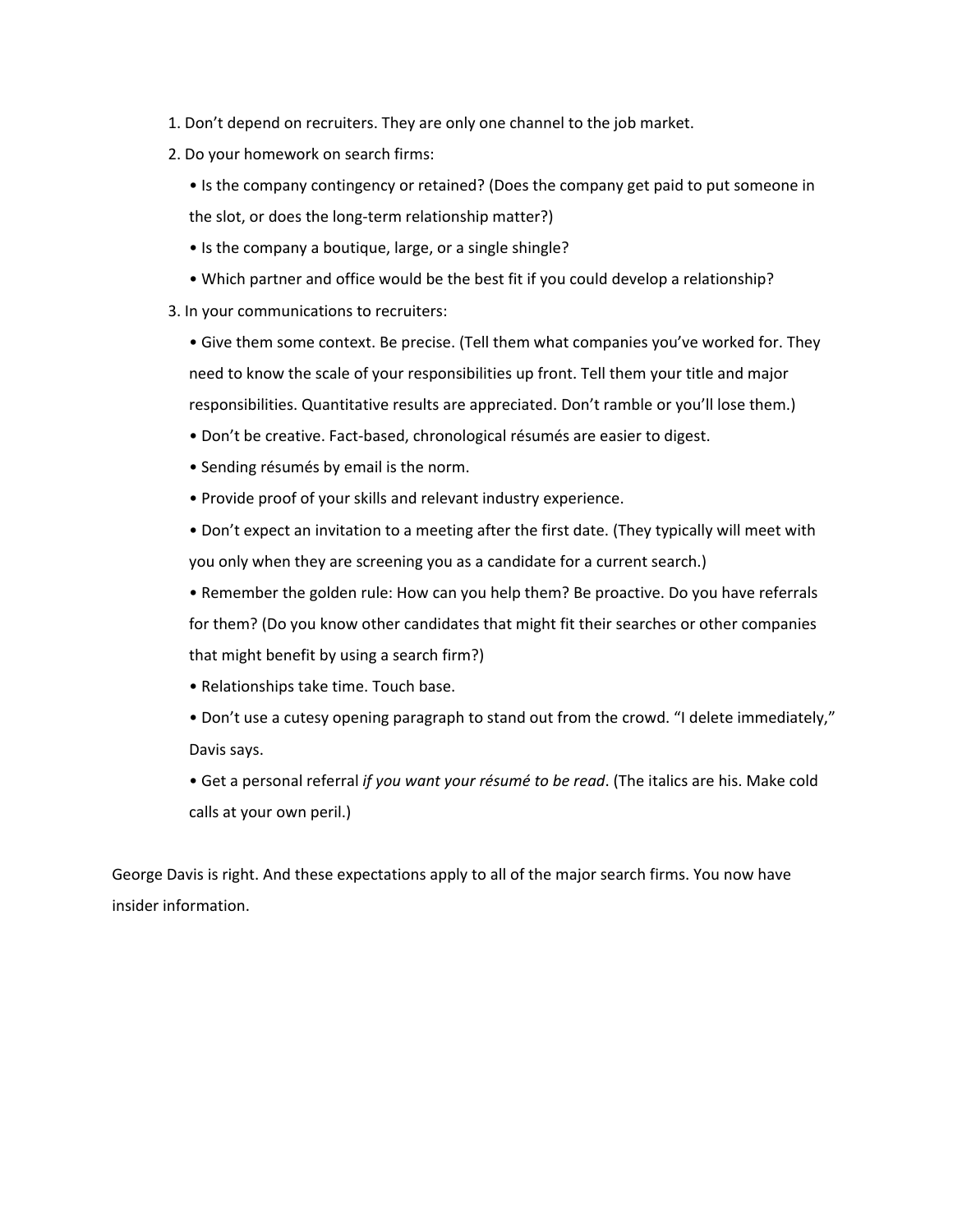1. Don't depend on recruiters. They are only one channel to the job market.
2. Do your homework on search firms:
   - Is the company contingency or retained? (Does the company get paid to put someone in the slot, or does the long-term relationship matter?)
   - Is the company a boutique, large, or a single shingle?
   - Which partner and office would be the best fit if you could develop a relationship?
3. In your communications to recruiters:
   - Give them some context. Be precise. (Tell them what companies you've worked for. They need to know the scale of your responsibilities up front. Tell them your title and major responsibilities. Quantitative results are appreciated. Don't ramble or you'll lose them.)
   - Don't be creative. Fact-based, chronological résumés are easier to digest.
   - Sending résumés by email is the norm.
   - Provide proof of your skills and relevant industry experience.
   - Don't expect an invitation to a meeting after the first date. (They typically will meet with you only when they are screening you as a candidate for a current search.)
   - Remember the golden rule: How can you help them? Be proactive. Do you have referrals for them? (Do you know other candidates that might fit their searches or other companies that might benefit by using a search firm?)
   - Relationships take time. Touch base.
   - Don't use a cutesy opening paragraph to stand out from the crowd. "I delete immediately," Davis says.
   - Get a personal referral *if you want your résumé to be read*. (The italics are his. Make cold calls at your own peril.)

George Davis is right. And these expectations apply to all of the major search firms. You now have insider information.